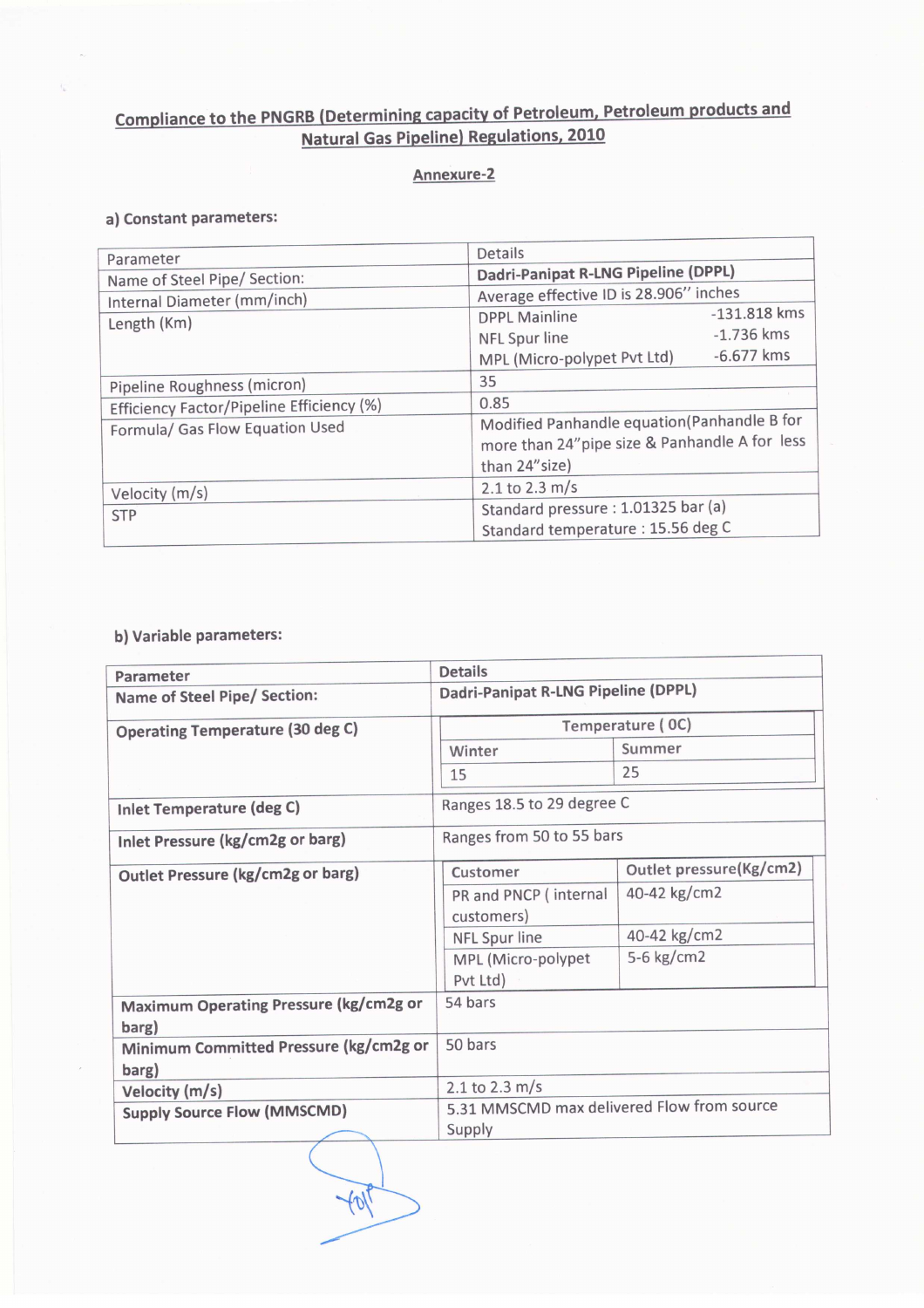## Compliance to the PNGRB (Determining capacity of Petroleum, Petroleum products and Natural Gas Pipeline) Regulations, 2010

### Annexure-2

**a) Constant parameters:**

| Parameter | Details |
|---|---|
| Name of Steel Pipe/ Section: | **Dadri-Panipat R-LNG Pipeline (DPPL)** |
| Internal Diameter (mm/inch) | Average effective ID is 28.906" inches |
| Length (Km) | DPPL Mainline -131.818 kms<br>NFL Spur line -1.736 kms<br>MPL (Micro-polypet Pvt Ltd) -6.677 kms |
| Pipeline Roughness (micron) | 35 |
| Efficiency Factor/Pipeline Efficiency (%) | 0.85 |
| Formula/ Gas Flow Equation Used | Modified Panhandle equation(Panhandle B for more than 24"pipe size & Panhandle A for less than 24"size) |
| Velocity (m/s) | 2.1 to 2.3 m/s |
| STP | Standard pressure : 1.01325 bar (a)<br>Standard temperature : 15.56 deg C |

**b) Variable parameters:**

| **Parameter** | **Details** | |
|---|---|---|
| **Name of Steel Pipe/ Section:** | **Dadri-Panipat R-LNG Pipeline (DPPL)** | |
| **Operating Temperature (30 deg C)** | Temperature ( 0C) | |
| | Winter | Summer |
| | 15 | 25 |
| **Inlet Temperature (deg C)** | Ranges 18.5 to 29 degree C | |
| **Inlet Pressure (kg/cm2g or barg)** | Ranges from 50 to 55 bars | |
| **Outlet Pressure (kg/cm2g or barg)** | Customer | Outlet pressure(Kg/cm2) |
| | PR and PNCP ( internal customers) | 40-42 kg/cm2 |
| | NFL Spur line | 40-42 kg/cm2 |
| | MPL (Micro-polypet Pvt Ltd) | 5-6 kg/cm2 |
| **Maximum Operating Pressure (kg/cm2g or barg)** | 54 bars | |
| **Minimum Committed Pressure (kg/cm2g or barg)** | 50 bars | |
| **Velocity (m/s)** | 2.1 to 2.3 m/s | |
| **Supply Source Flow (MMSCMD)** | 5.31 MMSCMD max delivered Flow from source Supply | |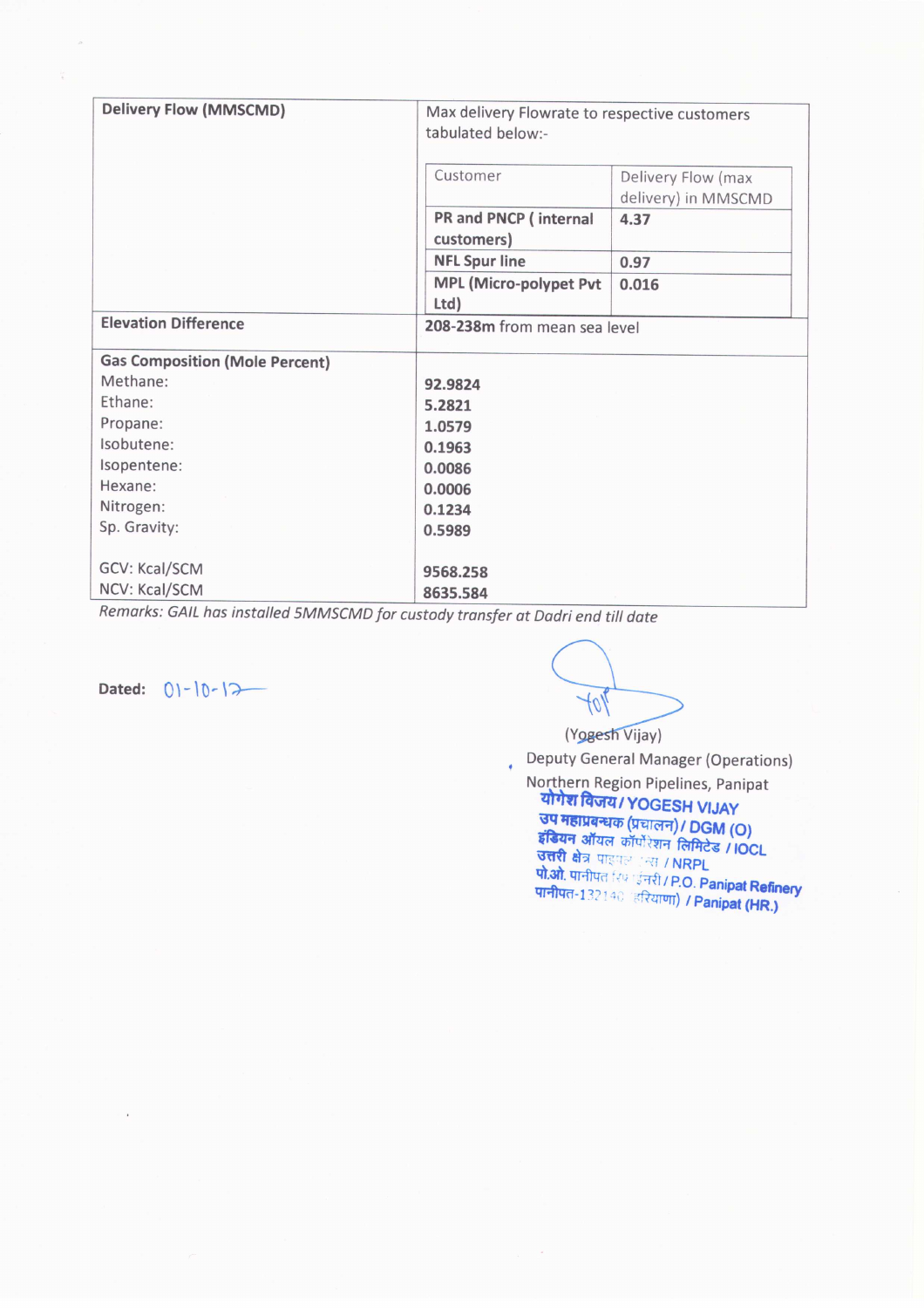| | |
|---|---|
| **Delivery Flow (MMSCMD)** | Max delivery Flowrate to respective customers tabulated below:- |

| Customer | Delivery Flow (max delivery) in MMSCMD |
|---|---|
| **PR and PNCP ( internal customers)** | **4.37** |
| **NFL Spur line** | **0.97** |
| **MPL (Micro-polypet Pvt Ltd)** | **0.016** |

| | |
|---|---|
| **Elevation Difference** | **208-238m** from mean sea level |
| **Gas Composition (Mole Percent)** | |
| Methane: | **92.9824** |
| Ethane: | **5.2821** |
| Propane: | **1.0579** |
| Isobutene: | **0.1963** |
| Isopentene: | **0.0086** |
| Hexane: | **0.0006** |
| Nitrogen: | **0.1234** |
| Sp. Gravity: | **0.5989** |
| GCV: Kcal/SCM | **9568.258** |
| NCV: Kcal/SCM | **8635.584** |

*Remarks: GAIL has installed 5MMSCMD for custody transfer at Dadri end till date*

**Dated:** 01-10-17

(Yogesh Vijay)
Deputy General Manager (Operations)
Northern Region Pipelines, Panipat

योगेश विजय / YOGESH VIJAY
उप महाप्रबन्धक (प्रचालन) / DGM (O)
इंडियन ऑयल कॉर्पोरेशन लिमिटेड / IOCL
उत्तरी क्षेत्र पाइपलाइन्स / NRPL
पो.ओ. पानीपत रिफाइनरी / P.O. Panipat Refinery
पानीपत-132140 (हरियाणा) / Panipat (HR.)